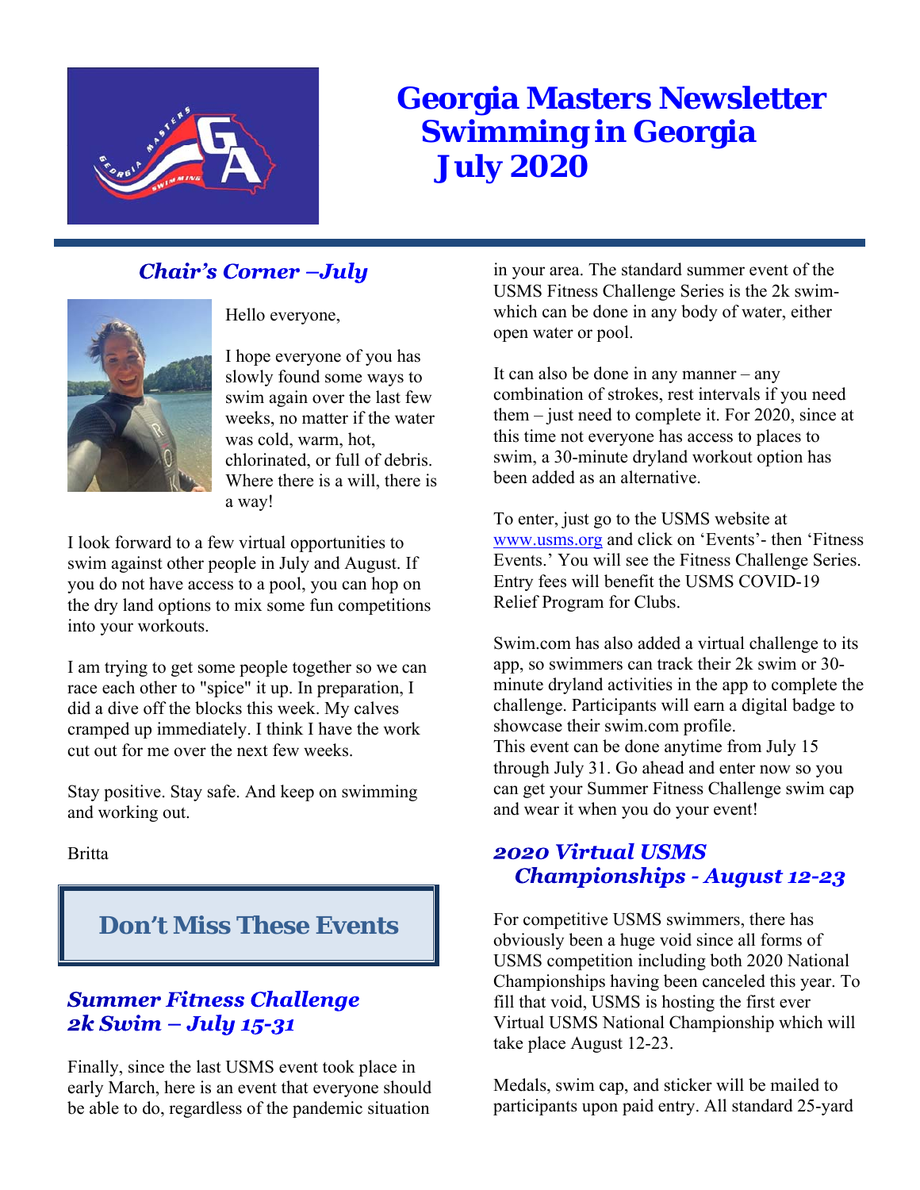# Georgia Masters Newsletter
## Swimming in Georgia
## July 2020

### *Chair's Corner –July*

Hello everyone,

I hope everyone of you has slowly found some ways to swim again over the last few weeks, no matter if the water was cold, warm, hot, chlorinated, or full of debris. Where there is a will, there is a way!

I look forward to a few virtual opportunities to swim against other people in July and August. If you do not have access to a pool, you can hop on the dry land options to mix some fun competitions into your workouts.

I am trying to get some people together so we can race each other to "spice" it up. In preparation, I did a dive off the blocks this week. My calves cramped up immediately. I think I have the work cut out for me over the next few weeks.

Stay positive. Stay safe. And keep on swimming and working out.

Britta

## Don't Miss These Events

### *Summer Fitness Challenge 2k Swim – July 15-31*

Finally, since the last USMS event took place in early March, here is an event that everyone should be able to do, regardless of the pandemic situation in your area. The standard summer event of the USMS Fitness Challenge Series is the 2k swim- which can be done in any body of water, either open water or pool.

It can also be done in any manner – any combination of strokes, rest intervals if you need them – just need to complete it. For 2020, since at this time not everyone has access to places to swim, a 30-minute dryland workout option has been added as an alternative.

To enter, just go to the USMS website at www.usms.org and click on 'Events'- then 'Fitness Events.' You will see the Fitness Challenge Series. Entry fees will benefit the USMS COVID-19 Relief Program for Clubs.

Swim.com has also added a virtual challenge to its app, so swimmers can track their 2k swim or 30-minute dryland activities in the app to complete the challenge. Participants will earn a digital badge to showcase their swim.com profile.
This event can be done anytime from July 15 through July 31. Go ahead and enter now so you can get your Summer Fitness Challenge swim cap and wear it when you do your event!

### *2020 Virtual USMS Championships - August 12-23*

For competitive USMS swimmers, there has obviously been a huge void since all forms of USMS competition including both 2020 National Championships having been canceled this year. To fill that void, USMS is hosting the first ever Virtual USMS National Championship which will take place August 12-23.

Medals, swim cap, and sticker will be mailed to participants upon paid entry. All standard 25-yard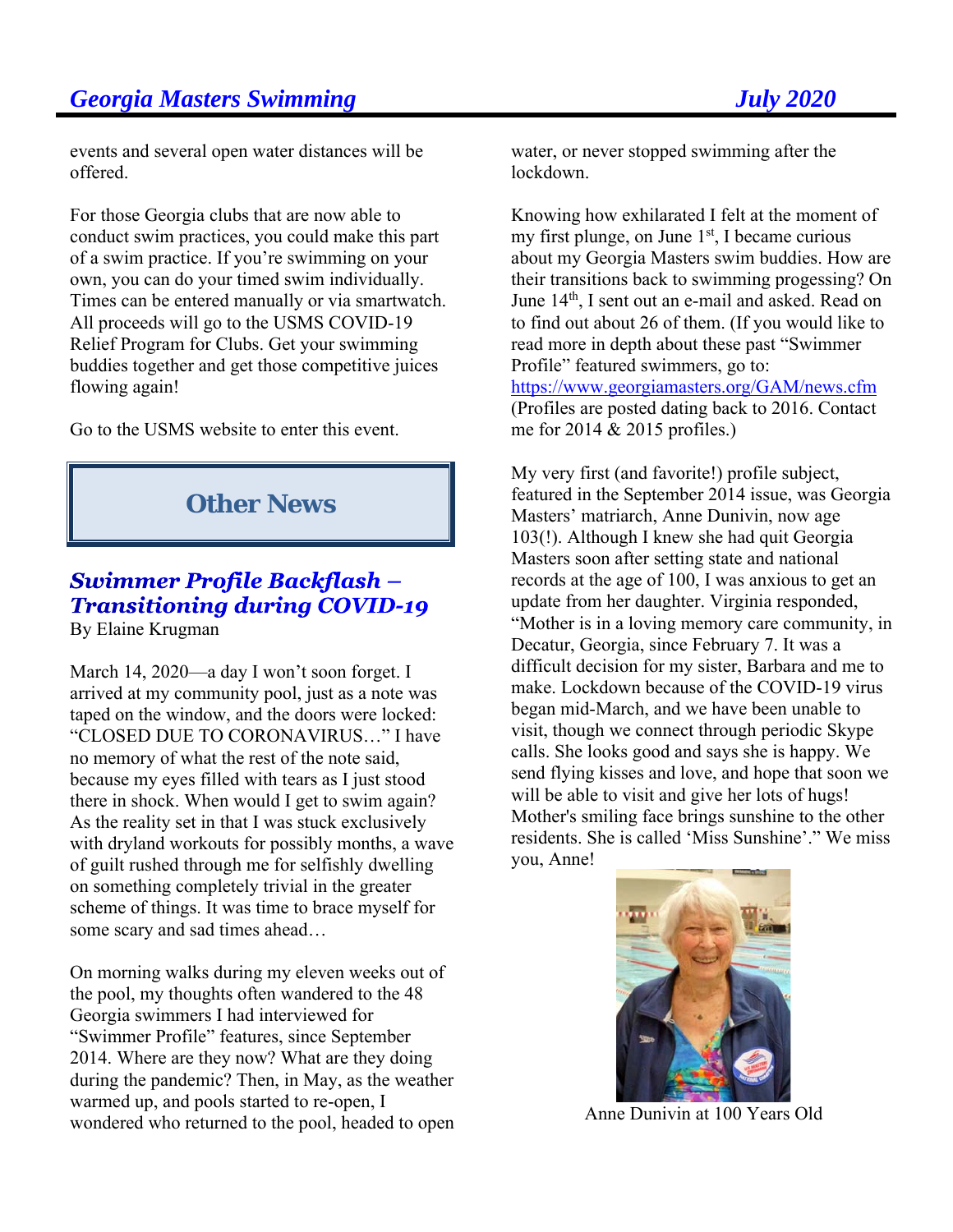events and several open water distances will be offered.

For those Georgia clubs that are now able to conduct swim practices, you could make this part of a swim practice. If you're swimming on your own, you can do your timed swim individually. Times can be entered manually or via smartwatch. All proceeds will go to the USMS COVID-19 Relief Program for Clubs. Get your swimming buddies together and get those competitive juices flowing again!

Go to the USMS website to enter this event.

## Other News

### *Swimmer Profile Backflash – Transitioning during COVID-19*

By Elaine Krugman

March 14, 2020—a day I won't soon forget. I arrived at my community pool, just as a note was taped on the window, and the doors were locked: "CLOSED DUE TO CORONAVIRUS…" I have no memory of what the rest of the note said, because my eyes filled with tears as I just stood there in shock. When would I get to swim again? As the reality set in that I was stuck exclusively with dryland workouts for possibly months, a wave of guilt rushed through me for selfishly dwelling on something completely trivial in the greater scheme of things. It was time to brace myself for some scary and sad times ahead…

On morning walks during my eleven weeks out of the pool, my thoughts often wandered to the 48 Georgia swimmers I had interviewed for "Swimmer Profile" features, since September 2014. Where are they now? What are they doing during the pandemic? Then, in May, as the weather warmed up, and pools started to re-open, I wondered who returned to the pool, headed to open water, or never stopped swimming after the lockdown.

Knowing how exhilarated I felt at the moment of my first plunge, on June 1st, I became curious about my Georgia Masters swim buddies. How are their transitions back to swimming progessing? On June 14th, I sent out an e-mail and asked. Read on to find out about 26 of them. (If you would like to read more in depth about these past "Swimmer Profile" featured swimmers, go to: https://www.georgiamasters.org/GAM/news.cfm (Profiles are posted dating back to 2016. Contact me for 2014 & 2015 profiles.)

My very first (and favorite!) profile subject, featured in the September 2014 issue, was Georgia Masters' matriarch, Anne Dunivin, now age 103(!). Although I knew she had quit Georgia Masters soon after setting state and national records at the age of 100, I was anxious to get an update from her daughter. Virginia responded, "Mother is in a loving memory care community, in Decatur, Georgia, since February 7. It was a difficult decision for my sister, Barbara and me to make. Lockdown because of the COVID-19 virus began mid-March, and we have been unable to visit, though we connect through periodic Skype calls. She looks good and says she is happy. We send flying kisses and love, and hope that soon we will be able to visit and give her lots of hugs! Mother's smiling face brings sunshine to the other residents. She is called 'Miss Sunshine'." We miss you, Anne!

Anne Dunivin at 100 Years Old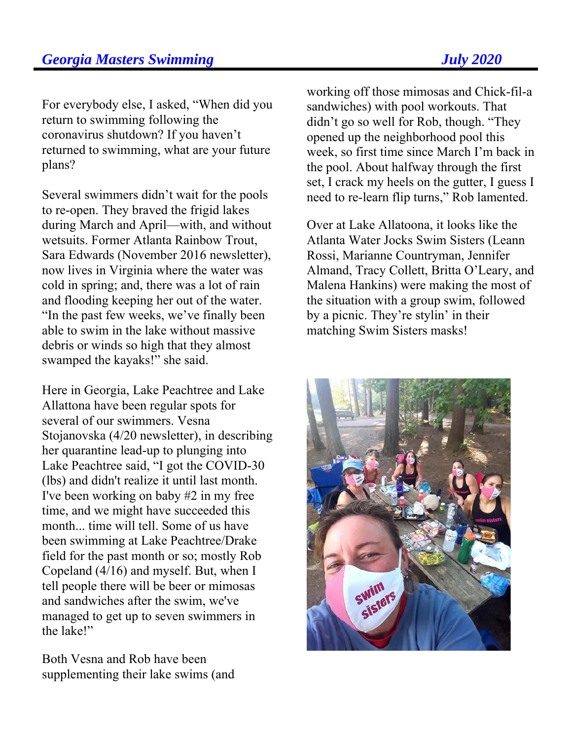For everybody else, I asked, "When did you return to swimming following the coronavirus shutdown? If you haven't returned to swimming, what are your future plans?

Several swimmers didn't wait for the pools to re-open. They braved the frigid lakes during March and April—with, and without wetsuits. Former Atlanta Rainbow Trout, Sara Edwards (November 2016 newsletter), now lives in Virginia where the water was cold in spring; and, there was a lot of rain and flooding keeping her out of the water. "In the past few weeks, we've finally been able to swim in the lake without massive debris or winds so high that they almost swamped the kayaks!" she said.

Here in Georgia, Lake Peachtree and Lake Allattona have been regular spots for several of our swimmers. Vesna Stojanovska (4/20 newsletter), in describing her quarantine lead-up to plunging into Lake Peachtree said, "I got the COVID-30 (lbs) and didn't realize it until last month. I've been working on baby #2 in my free time, and we might have succeeded this month... time will tell. Some of us have been swimming at Lake Peachtree/Drake field for the past month or so; mostly Rob Copeland (4/16) and myself. But, when I tell people there will be beer or mimosas and sandwiches after the swim, we've managed to get up to seven swimmers in the lake!"

Both Vesna and Rob have been supplementing their lake swims (and working off those mimosas and Chick-fil-a sandwiches) with pool workouts. That didn't go so well for Rob, though. "They opened up the neighborhood pool this week, so first time since March I'm back in the pool. About halfway through the first set, I crack my heels on the gutter, I guess I need to re-learn flip turns," Rob lamented.

Over at Lake Allatoona, it looks like the Atlanta Water Jocks Swim Sisters (Leann Rossi, Marianne Countryman, Jennifer Almand, Tracy Collett, Britta O'Leary, and Malena Hankins) were making the most of the situation with a group swim, followed by a picnic. They're stylin' in their matching Swim Sisters masks!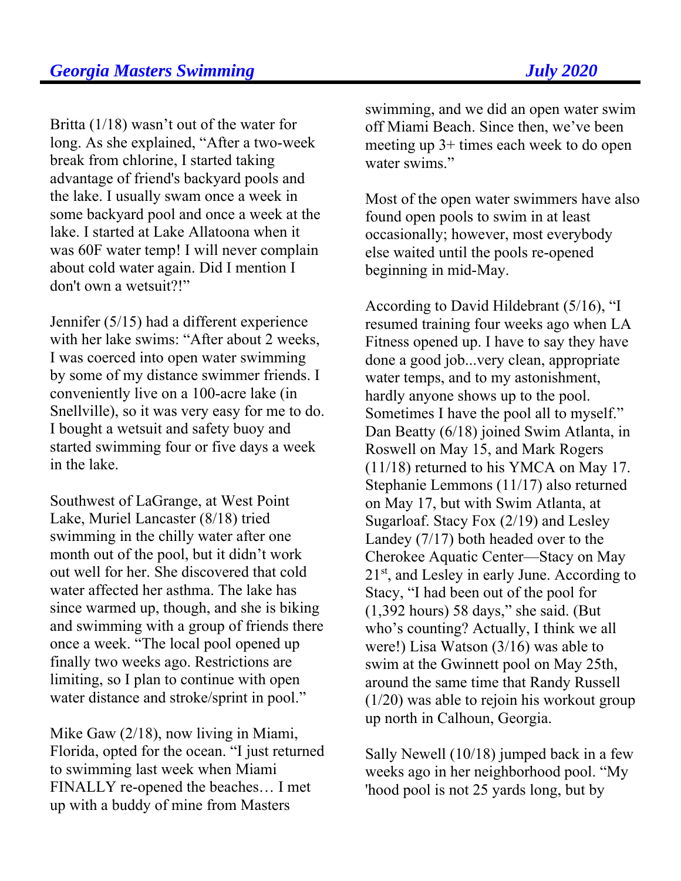Britta (1/18) wasn't out of the water for long. As she explained, "After a two-week break from chlorine, I started taking advantage of friend's backyard pools and the lake. I usually swam once a week in some backyard pool and once a week at the lake. I started at Lake Allatoona when it was 60F water temp! I will never complain about cold water again. Did I mention I don't own a wetsuit?!"

Jennifer (5/15) had a different experience with her lake swims: "After about 2 weeks, I was coerced into open water swimming by some of my distance swimmer friends. I conveniently live on a 100-acre lake (in Snellville), so it was very easy for me to do. I bought a wetsuit and safety buoy and started swimming four or five days a week in the lake.

Southwest of LaGrange, at West Point Lake, Muriel Lancaster (8/18) tried swimming in the chilly water after one month out of the pool, but it didn't work out well for her. She discovered that cold water affected her asthma. The lake has since warmed up, though, and she is biking and swimming with a group of friends there once a week. "The local pool opened up finally two weeks ago. Restrictions are limiting, so I plan to continue with open water distance and stroke/sprint in pool."

Mike Gaw (2/18), now living in Miami, Florida, opted for the ocean. "I just returned to swimming last week when Miami FINALLY re-opened the beaches… I met up with a buddy of mine from Masters swimming, and we did an open water swim off Miami Beach. Since then, we've been meeting up 3+ times each week to do open water swims."

Most of the open water swimmers have also found open pools to swim in at least occasionally; however, most everybody else waited until the pools re-opened beginning in mid-May.

According to David Hildebrant (5/16), "I resumed training four weeks ago when LA Fitness opened up. I have to say they have done a good job...very clean, appropriate water temps, and to my astonishment, hardly anyone shows up to the pool. Sometimes I have the pool all to myself." Dan Beatty (6/18) joined Swim Atlanta, in Roswell on May 15, and Mark Rogers (11/18) returned to his YMCA on May 17. Stephanie Lemmons (11/17) also returned on May 17, but with Swim Atlanta, at Sugarloaf. Stacy Fox (2/19) and Lesley Landey (7/17) both headed over to the Cherokee Aquatic Center—Stacy on May 21st, and Lesley in early June. According to Stacy, "I had been out of the pool for (1,392 hours) 58 days," she said. (But who's counting? Actually, I think we all were!) Lisa Watson (3/16) was able to swim at the Gwinnett pool on May 25th, around the same time that Randy Russell (1/20) was able to rejoin his workout group up north in Calhoun, Georgia.

Sally Newell (10/18) jumped back in a few weeks ago in her neighborhood pool. "My 'hood pool is not 25 yards long, but by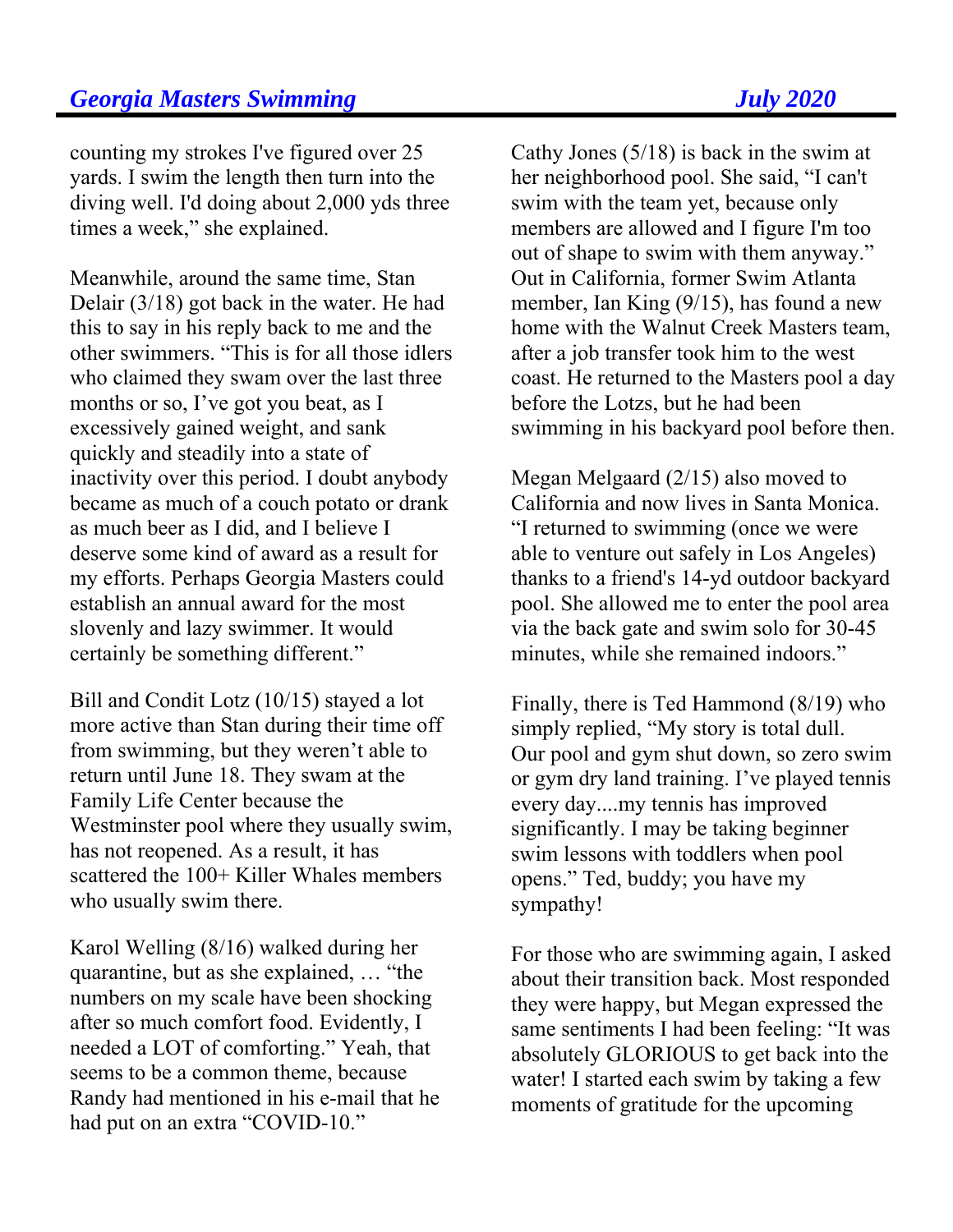counting my strokes I've figured over 25 yards. I swim the length then turn into the diving well. I'd doing about 2,000 yds three times a week," she explained.

Meanwhile, around the same time, Stan Delair (3/18) got back in the water. He had this to say in his reply back to me and the other swimmers. "This is for all those idlers who claimed they swam over the last three months or so, I've got you beat, as I excessively gained weight, and sank quickly and steadily into a state of inactivity over this period. I doubt anybody became as much of a couch potato or drank as much beer as I did, and I believe I deserve some kind of award as a result for my efforts. Perhaps Georgia Masters could establish an annual award for the most slovenly and lazy swimmer. It would certainly be something different."

Bill and Condit Lotz (10/15) stayed a lot more active than Stan during their time off from swimming, but they weren't able to return until June 18. They swam at the Family Life Center because the Westminster pool where they usually swim, has not reopened. As a result, it has scattered the 100+ Killer Whales members who usually swim there.

Karol Welling (8/16) walked during her quarantine, but as she explained, … "the numbers on my scale have been shocking after so much comfort food. Evidently, I needed a LOT of comforting." Yeah, that seems to be a common theme, because Randy had mentioned in his e-mail that he had put on an extra "COVID-10."

Cathy Jones (5/18) is back in the swim at her neighborhood pool. She said, "I can't swim with the team yet, because only members are allowed and I figure I'm too out of shape to swim with them anyway." Out in California, former Swim Atlanta member, Ian King (9/15), has found a new home with the Walnut Creek Masters team, after a job transfer took him to the west coast. He returned to the Masters pool a day before the Lotzs, but he had been swimming in his backyard pool before then.

Megan Melgaard (2/15) also moved to California and now lives in Santa Monica. "I returned to swimming (once we were able to venture out safely in Los Angeles) thanks to a friend's 14-yd outdoor backyard pool. She allowed me to enter the pool area via the back gate and swim solo for 30-45 minutes, while she remained indoors."

Finally, there is Ted Hammond (8/19) who simply replied, "My story is total dull. Our pool and gym shut down, so zero swim or gym dry land training. I've played tennis every day....my tennis has improved significantly. I may be taking beginner swim lessons with toddlers when pool opens." Ted, buddy; you have my sympathy!

For those who are swimming again, I asked about their transition back. Most responded they were happy, but Megan expressed the same sentiments I had been feeling: "It was absolutely GLORIOUS to get back into the water! I started each swim by taking a few moments of gratitude for the upcoming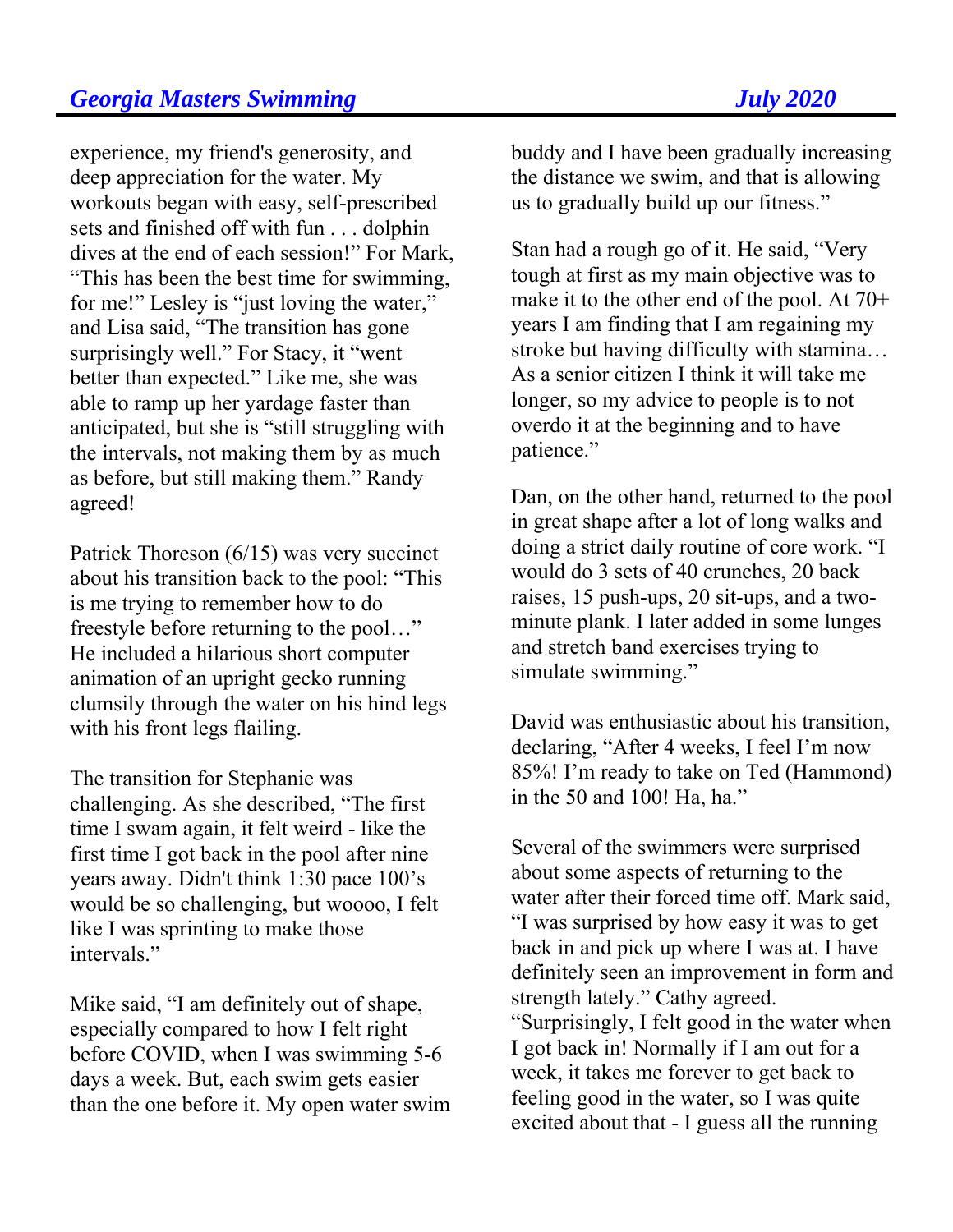experience, my friend's generosity, and deep appreciation for the water. My workouts began with easy, self-prescribed sets and finished off with fun . . . dolphin dives at the end of each session!" For Mark, "This has been the best time for swimming, for me!" Lesley is "just loving the water," and Lisa said, "The transition has gone surprisingly well." For Stacy, it "went better than expected." Like me, she was able to ramp up her yardage faster than anticipated, but she is "still struggling with the intervals, not making them by as much as before, but still making them." Randy agreed!

Patrick Thoreson (6/15) was very succinct about his transition back to the pool: "This is me trying to remember how to do freestyle before returning to the pool…" He included a hilarious short computer animation of an upright gecko running clumsily through the water on his hind legs with his front legs flailing.

The transition for Stephanie was challenging. As she described, "The first time I swam again, it felt weird - like the first time I got back in the pool after nine years away. Didn't think 1:30 pace 100's would be so challenging, but woooo, I felt like I was sprinting to make those intervals."

Mike said, "I am definitely out of shape, especially compared to how I felt right before COVID, when I was swimming 5-6 days a week. But, each swim gets easier than the one before it. My open water swim buddy and I have been gradually increasing the distance we swim, and that is allowing us to gradually build up our fitness."

Stan had a rough go of it. He said, "Very tough at first as my main objective was to make it to the other end of the pool. At 70+ years I am finding that I am regaining my stroke but having difficulty with stamina… As a senior citizen I think it will take me longer, so my advice to people is to not overdo it at the beginning and to have patience."

Dan, on the other hand, returned to the pool in great shape after a lot of long walks and doing a strict daily routine of core work. "I would do 3 sets of 40 crunches, 20 back raises, 15 push-ups, 20 sit-ups, and a two-minute plank. I later added in some lunges and stretch band exercises trying to simulate swimming."

David was enthusiastic about his transition, declaring, "After 4 weeks, I feel I'm now 85%! I'm ready to take on Ted (Hammond) in the 50 and 100! Ha, ha."

Several of the swimmers were surprised about some aspects of returning to the water after their forced time off. Mark said, "I was surprised by how easy it was to get back in and pick up where I was at. I have definitely seen an improvement in form and strength lately." Cathy agreed. "Surprisingly, I felt good in the water when I got back in! Normally if I am out for a week, it takes me forever to get back to feeling good in the water, so I was quite excited about that - I guess all the running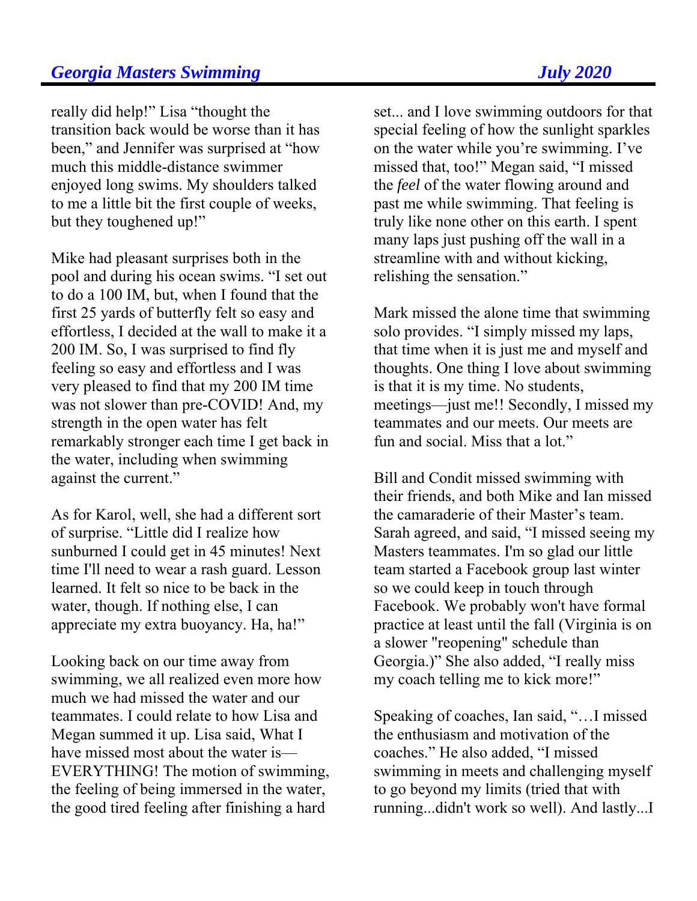really did help!" Lisa "thought the transition back would be worse than it has been," and Jennifer was surprised at "how much this middle-distance swimmer enjoyed long swims. My shoulders talked to me a little bit the first couple of weeks, but they toughened up!"

Mike had pleasant surprises both in the pool and during his ocean swims. "I set out to do a 100 IM, but, when I found that the first 25 yards of butterfly felt so easy and effortless, I decided at the wall to make it a 200 IM. So, I was surprised to find fly feeling so easy and effortless and I was very pleased to find that my 200 IM time was not slower than pre-COVID! And, my strength in the open water has felt remarkably stronger each time I get back in the water, including when swimming against the current."

As for Karol, well, she had a different sort of surprise. "Little did I realize how sunburned I could get in 45 minutes! Next time I'll need to wear a rash guard. Lesson learned. It felt so nice to be back in the water, though. If nothing else, I can appreciate my extra buoyancy. Ha, ha!"

Looking back on our time away from swimming, we all realized even more how much we had missed the water and our teammates. I could relate to how Lisa and Megan summed it up. Lisa said, What I have missed most about the water is—EVERYTHING! The motion of swimming, the feeling of being immersed in the water, the good tired feeling after finishing a hard set... and I love swimming outdoors for that special feeling of how the sunlight sparkles on the water while you're swimming. I've missed that, too!" Megan said, "I missed the *feel* of the water flowing around and past me while swimming. That feeling is truly like none other on this earth. I spent many laps just pushing off the wall in a streamline with and without kicking, relishing the sensation."

Mark missed the alone time that swimming solo provides. "I simply missed my laps, that time when it is just me and myself and thoughts. One thing I love about swimming is that it is my time. No students, meetings—just me!! Secondly, I missed my teammates and our meets. Our meets are fun and social. Miss that a lot."

Bill and Condit missed swimming with their friends, and both Mike and Ian missed the camaraderie of their Master's team. Sarah agreed, and said, "I missed seeing my Masters teammates. I'm so glad our little team started a Facebook group last winter so we could keep in touch through Facebook. We probably won't have formal practice at least until the fall (Virginia is on a slower "reopening" schedule than Georgia.)" She also added, "I really miss my coach telling me to kick more!"

Speaking of coaches, Ian said, "…I missed the enthusiasm and motivation of the coaches." He also added, "I missed swimming in meets and challenging myself to go beyond my limits (tried that with running...didn't work so well). And lastly...I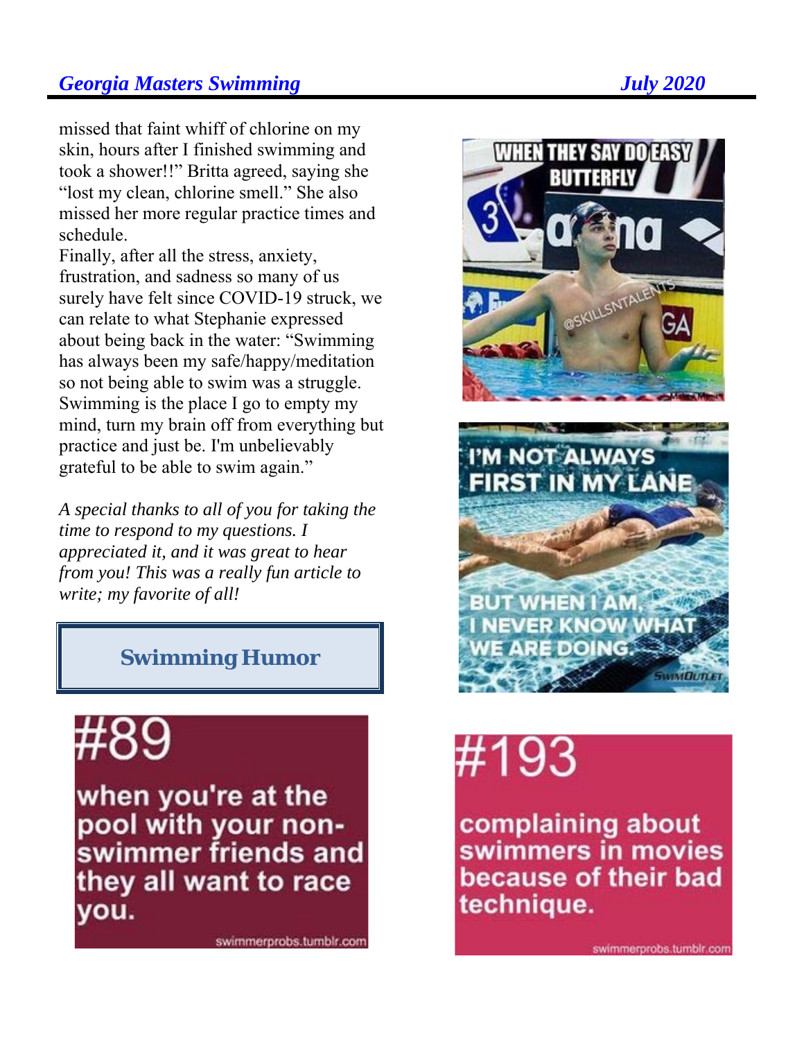missed that faint whiff of chlorine on my skin, hours after I finished swimming and took a shower!!" Britta agreed, saying she "lost my clean, chlorine smell." She also missed her more regular practice times and schedule.

Finally, after all the stress, anxiety, frustration, and sadness so many of us surely have felt since COVID-19 struck, we can relate to what Stephanie expressed about being back in the water: "Swimming has always been my safe/happy/meditation so not being able to swim was a struggle. Swimming is the place I go to empty my mind, turn my brain off from everything but practice and just be. I'm unbelievably grateful to be able to swim again."

*A special thanks to all of you for taking the time to respond to my questions. I appreciated it, and it was great to hear from you! This was a really fun article to write; my favorite of all!*

## Swimming Humor

#89

when you're at the pool with your non-swimmer friends and they all want to race you.

swimmerprobs.tumblr.com

WHEN THEY SAY DO EASY BUTTERFLY

I'M NOT ALWAYS FIRST IN MY LANE

BUT WHEN I AM, I NEVER KNOW WHAT WE ARE DOING.

#193

complaining about swimmers in movies because of their bad technique.

swimmerprobs.tumblr.com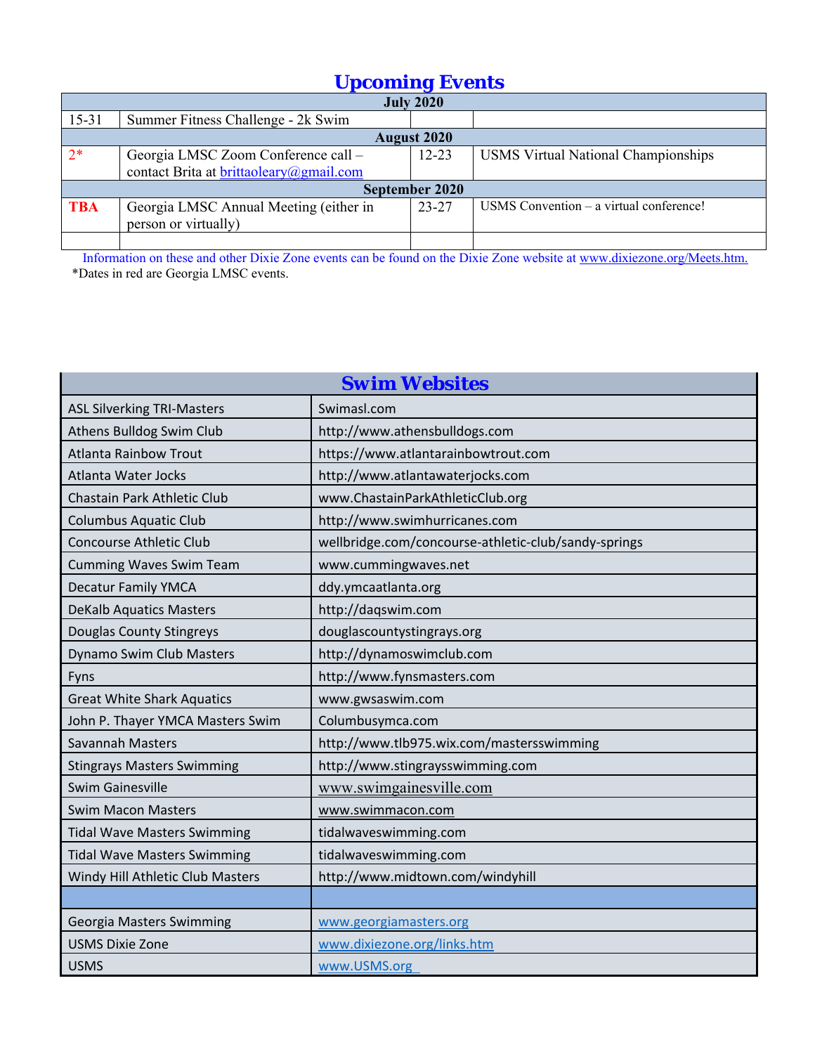# Upcoming Events

| July 2020 | | | |
|---|---|---|---|
| 15-31 | Summer Fitness Challenge - 2k Swim | | |
| **August 2020** | | | |
| 2* | Georgia LMSC Zoom Conference call – contact Brita at brittaoleary@gmail.com | 12-23 | USMS Virtual National Championships |
| **September 2020** | | | |
| **TBA** | Georgia LMSC Annual Meeting (either in person or virtually) | 23-27 | USMS Convention – a virtual conference! |
| | | | |

Information on these and other Dixie Zone events can be found on the Dixie Zone website at www.dixiezone.org/Meets.htm.

*Dates in red are Georgia LMSC events.

# Swim Websites

| Club | Website |
|---|---|
| ASL Silverking TRI-Masters | Swimasl.com |
| Athens Bulldog Swim Club | http://www.athensbulldogs.com |
| Atlanta Rainbow Trout | https://www.atlantarainbowtrout.com |
| Atlanta Water Jocks | http://www.atlantawaterjocks.com |
| Chastain Park Athletic Club | www.ChastainParkAthleticClub.org |
| Columbus Aquatic Club | http://www.swimhurricanes.com |
| Concourse Athletic Club | wellbridge.com/concourse-athletic-club/sandy-springs |
| Cumming Waves Swim Team | www.cummingwaves.net |
| Decatur Family YMCA | ddy.ymcaatlanta.org |
| DeKalb Aquatics Masters | http://daqswim.com |
| Douglas County Stingreys | douglascountystingrays.org |
| Dynamo Swim Club Masters | http://dynamoswimclub.com |
| Fyns | http://www.fynsmasters.com |
| Great White Shark Aquatics | www.gwsaswim.com |
| John P. Thayer YMCA Masters Swim | Columbusymca.com |
| Savannah Masters | http://www.tlb975.wix.com/mastersswimming |
| Stingrays Masters Swimming | http://www.stingraysswimming.com |
| Swim Gainesville | www.swimgainesville.com |
| Swim Macon Masters | www.swimmacon.com |
| Tidal Wave Masters Swimming | tidalwaveswimming.com |
| Tidal Wave Masters Swimming | tidalwaveswimming.com |
| Windy Hill Athletic Club Masters | http://www.midtown.com/windyhill |
| | |
| Georgia Masters Swimming | www.georgiamasters.org |
| USMS Dixie Zone | www.dixiezone.org/links.htm |
| USMS | www.USMS.org |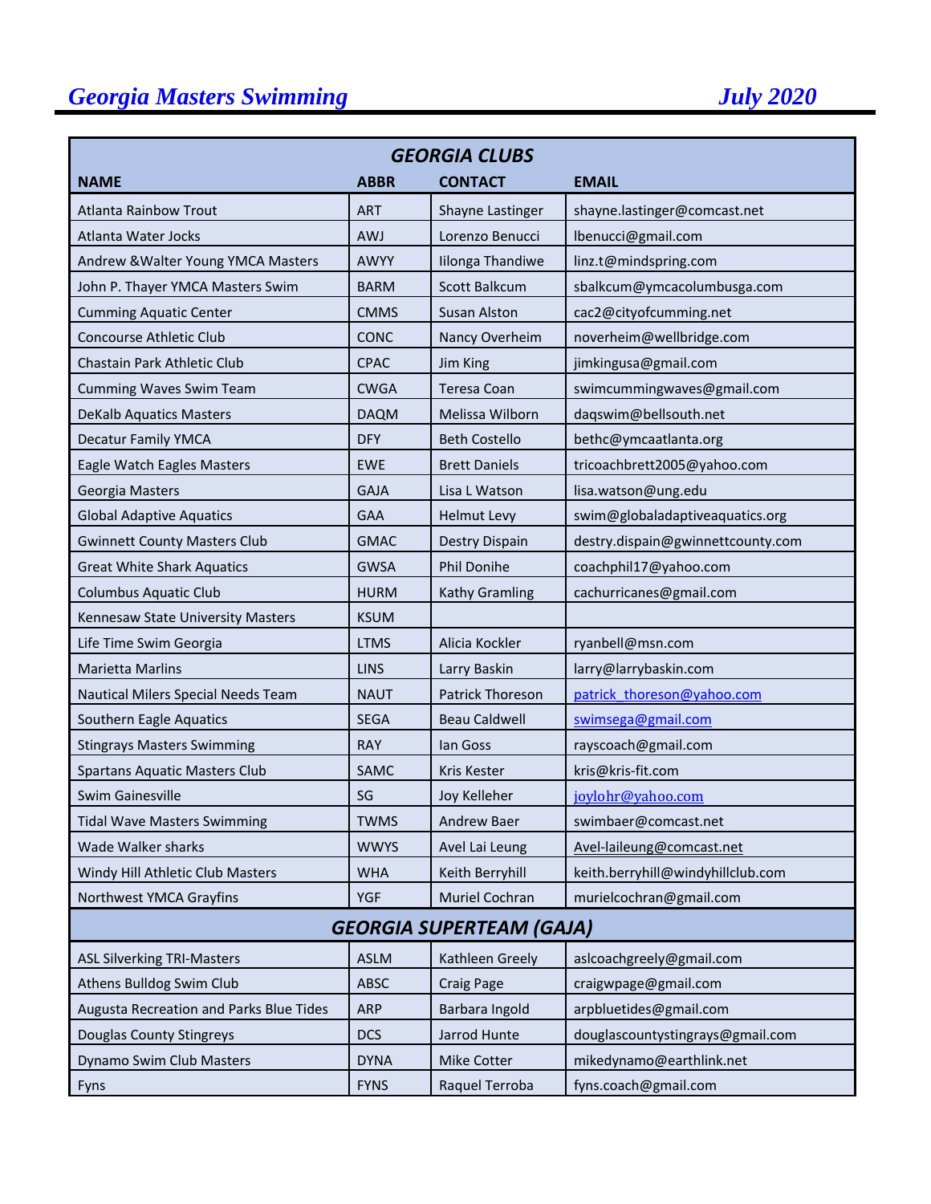# Georgia Masters Swimming

**July 2020**

| GEORGIA CLUBS | | | |
|---|---|---|---|
| **NAME** | **ABBR** | **CONTACT** | **EMAIL** |
| Atlanta Rainbow Trout | ART | Shayne Lastinger | shayne.lastinger@comcast.net |
| Atlanta Water Jocks | AWJ | Lorenzo Benucci | lbenucci@gmail.com |
| Andrew &Walter Young YMCA Masters | AWYY | Iilonga Thandiwe | linz.t@mindspring.com |
| John P. Thayer YMCA Masters Swim | BARM | Scott Balkcum | sbalkcum@ymcacolumbusga.com |
| Cumming Aquatic Center | CMMS | Susan Alston | cac2@cityofcumming.net |
| Concourse Athletic Club | CONC | Nancy Overheim | noverheim@wellbridge.com |
| Chastain Park Athletic Club | CPAC | Jim King | jimkingusa@gmail.com |
| Cumming Waves Swim Team | CWGA | Teresa Coan | swimcummingwaves@gmail.com |
| DeKalb Aquatics Masters | DAQM | Melissa Wilborn | daqswim@bellsouth.net |
| Decatur Family YMCA | DFY | Beth Costello | bethc@ymcaatlanta.org |
| Eagle Watch Eagles Masters | EWE | Brett Daniels | tricoachbrett2005@yahoo.com |
| Georgia Masters | GAJA | Lisa L Watson | lisa.watson@ung.edu |
| Global Adaptive Aquatics | GAA | Helmut Levy | swim@globaladaptiveaquatics.org |
| Gwinnett County Masters Club | GMAC | Destry Dispain | destry.dispain@gwinnettcounty.com |
| Great White Shark Aquatics | GWSA | Phil Donihe | coachphil17@yahoo.com |
| Columbus Aquatic Club | HURM | Kathy Gramling | cachurricanes@gmail.com |
| Kennesaw State University Masters | KSUM | | |
| Life Time Swim Georgia | LTMS | Alicia Kockler | ryanbell@msn.com |
| Marietta Marlins | LINS | Larry Baskin | larry@larrybaskin.com |
| Nautical Milers Special Needs Team | NAUT | Patrick Thoreson | patrick_thoreson@yahoo.com |
| Southern Eagle Aquatics | SEGA | Beau Caldwell | swimsega@gmail.com |
| Stingrays Masters Swimming | RAY | Ian Goss | rayscoach@gmail.com |
| Spartans Aquatic Masters Club | SAMC | Kris Kester | kris@kris-fit.com |
| Swim Gainesville | SG | Joy Kelleher | joylohr@yahoo.com |
| Tidal Wave Masters Swimming | TWMS | Andrew Baer | swimbaer@comcast.net |
| Wade Walker sharks | WWYS | Avel Lai Leung | Avel-laileung@comcast.net |
| Windy Hill Athletic Club Masters | WHA | Keith Berryhill | keith.berryhill@windyhillclub.com |
| Northwest YMCA Grayfins | YGF | Muriel Cochran | murielcochran@gmail.com |
| **GEORGIA SUPERTEAM (GAJA)** | | | |
| ASL Silverking TRI-Masters | ASLM | Kathleen Greely | aslcoachgreely@gmail.com |
| Athens Bulldog Swim Club | ABSC | Craig Page | craigwpage@gmail.com |
| Augusta Recreation and Parks Blue Tides | ARP | Barbara Ingold | arpbluetides@gmail.com |
| Douglas County Stingreys | DCS | Jarrod Hunte | douglascountystingrays@gmail.com |
| Dynamo Swim Club Masters | DYNA | Mike Cotter | mikedynamo@earthlink.net |
| Fyns | FYNS | Raquel Terroba | fyns.coach@gmail.com |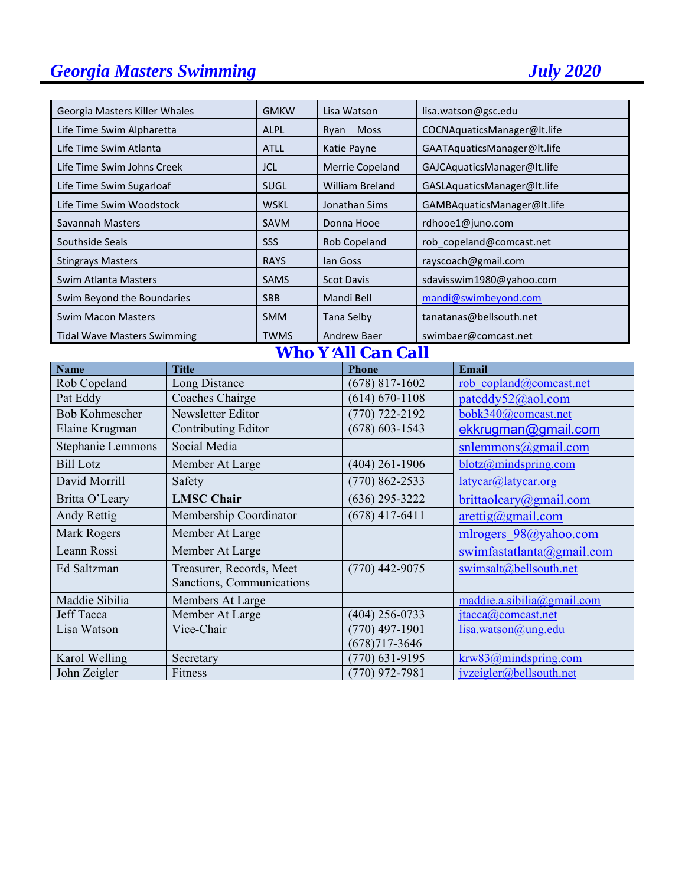| | | | |
|---|---|---|---|
| Georgia Masters Killer Whales | GMKW | Lisa Watson | lisa.watson@gsc.edu |
| Life Time Swim Alpharetta | ALPL | Ryan Moss | COCNAquaticsManager@lt.life |
| Life Time Swim Atlanta | ATLL | Katie Payne | GAATAquaticsManager@lt.life |
| Life Time Swim Johns Creek | JCL | Merrie Copeland | GAJCAquaticsManager@lt.life |
| Life Time Swim Sugarloaf | SUGL | William Breland | GASLAquaticsManager@lt.life |
| Life Time Swim Woodstock | WSKL | Jonathan Sims | GAMBAquaticsManager@lt.life |
| Savannah Masters | SAVM | Donna Hooe | rdhooe1@juno.com |
| Southside Seals | SSS | Rob Copeland | rob_copeland@comcast.net |
| Stingrays Masters | RAYS | Ian Goss | rayscoach@gmail.com |
| Swim Atlanta Masters | SAMS | Scot Davis | sdavisswim1980@yahoo.com |
| Swim Beyond the Boundaries | SBB | Mandi Bell | mandi@swimbeyond.com |
| Swim Macon Masters | SMM | Tana Selby | tanatanas@bellsouth.net |
| Tidal Wave Masters Swimming | TWMS | Andrew Baer | swimbaer@comcast.net |

## Who Y'All Can Call

| Name | Title | Phone | Email |
|---|---|---|---|
| Rob Copeland | Long Distance | (678) 817-1602 | rob_copland@comcast.net |
| Pat Eddy | Coaches Chairge | (614) 670-1108 | pateddy52@aol.com |
| Bob Kohmescher | Newsletter Editor | (770) 722-2192 | bobk340@comcast.net |
| Elaine Krugman | Contributing Editor | (678) 603-1543 | ekkrugman@gmail.com |
| Stephanie Lemmons | Social Media | | snlemmons@gmail.com |
| Bill Lotz | Member At Large | (404) 261-1906 | blotz@mindspring.com |
| David Morrill | Safety | (770) 862-2533 | latycar@latycar.org |
| Britta O'Leary | **LMSC Chair** | (636) 295-3222 | brittaoleary@gmail.com |
| Andy Rettig | Membership Coordinator | (678) 417-6411 | arettig@gmail.com |
| Mark Rogers | Member At Large | | mlrogers_98@yahoo.com |
| Leann Rossi | Member At Large | | swimfastatlanta@gmail.com |
| Ed Saltzman | Treasurer, Records, Meet Sanctions, Communications | (770) 442-9075 | swimsalt@bellsouth.net |
| Maddie Sibilia | Members At Large | | maddie.a.sibilia@gmail.com |
| Jeff Tacca | Member At Large | (404) 256-0733 | jtacca@comcast.net |
| Lisa Watson | Vice-Chair | (770) 497-1901 (678)717-3646 | lisa.watson@ung.edu |
| Karol Welling | Secretary | (770) 631-9195 | krw83@mindspring.com |
| John Zeigler | Fitness | (770) 972-7981 | jvzeigler@bellsouth.net |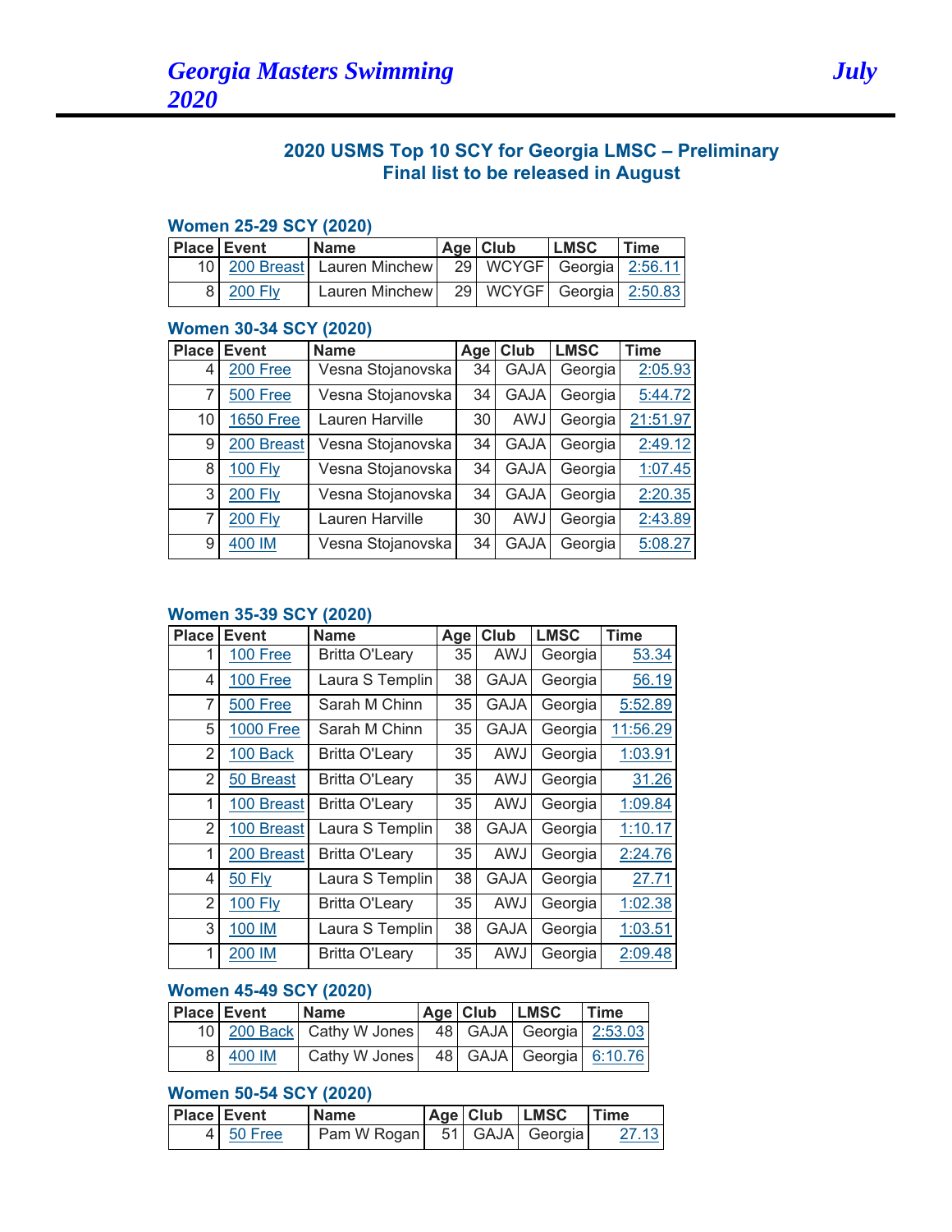## 2020 USMS Top 10 SCY for Georgia LMSC – Preliminary
## Final list to be released in August

### Women 25-29 SCY (2020)

| Place | Event | Name | Age | Club | LMSC | Time |
|---|---|---|---|---|---|---|
| 10 | 200 Breast | Lauren Minchew | 29 | WCYGF | Georgia | 2:56.11 |
| 8 | 200 Fly | Lauren Minchew | 29 | WCYGF | Georgia | 2:50.83 |

### Women 30-34 SCY (2020)

| Place | Event | Name | Age | Club | LMSC | Time |
|---|---|---|---|---|---|---|
| 4 | 200 Free | Vesna Stojanovska | 34 | GAJA | Georgia | 2:05.93 |
| 7 | 500 Free | Vesna Stojanovska | 34 | GAJA | Georgia | 5:44.72 |
| 10 | 1650 Free | Lauren Harville | 30 | AWJ | Georgia | 21:51.97 |
| 9 | 200 Breast | Vesna Stojanovska | 34 | GAJA | Georgia | 2:49.12 |
| 8 | 100 Fly | Vesna Stojanovska | 34 | GAJA | Georgia | 1:07.45 |
| 3 | 200 Fly | Vesna Stojanovska | 34 | GAJA | Georgia | 2:20.35 |
| 7 | 200 Fly | Lauren Harville | 30 | AWJ | Georgia | 2:43.89 |
| 9 | 400 IM | Vesna Stojanovska | 34 | GAJA | Georgia | 5:08.27 |

### Women 35-39 SCY (2020)

| Place | Event | Name | Age | Club | LMSC | Time |
|---|---|---|---|---|---|---|
| 1 | 100 Free | Britta O'Leary | 35 | AWJ | Georgia | 53.34 |
| 4 | 100 Free | Laura S Templin | 38 | GAJA | Georgia | 56.19 |
| 7 | 500 Free | Sarah M Chinn | 35 | GAJA | Georgia | 5:52.89 |
| 5 | 1000 Free | Sarah M Chinn | 35 | GAJA | Georgia | 11:56.29 |
| 2 | 100 Back | Britta O'Leary | 35 | AWJ | Georgia | 1:03.91 |
| 2 | 50 Breast | Britta O'Leary | 35 | AWJ | Georgia | 31.26 |
| 1 | 100 Breast | Britta O'Leary | 35 | AWJ | Georgia | 1:09.84 |
| 2 | 100 Breast | Laura S Templin | 38 | GAJA | Georgia | 1:10.17 |
| 1 | 200 Breast | Britta O'Leary | 35 | AWJ | Georgia | 2:24.76 |
| 4 | 50 Fly | Laura S Templin | 38 | GAJA | Georgia | 27.71 |
| 2 | 100 Fly | Britta O'Leary | 35 | AWJ | Georgia | 1:02.38 |
| 3 | 100 IM | Laura S Templin | 38 | GAJA | Georgia | 1:03.51 |
| 1 | 200 IM | Britta O'Leary | 35 | AWJ | Georgia | 2:09.48 |

### Women 45-49 SCY (2020)

| Place | Event | Name | Age | Club | LMSC | Time |
|---|---|---|---|---|---|---|
| 10 | 200 Back | Cathy W Jones | 48 | GAJA | Georgia | 2:53.03 |
| 8 | 400 IM | Cathy W Jones | 48 | GAJA | Georgia | 6:10.76 |

### Women 50-54 SCY (2020)

| Place | Event | Name | Age | Club | LMSC | Time |
|---|---|---|---|---|---|---|
| 4 | 50 Free | Pam W Rogan | 51 | GAJA | Georgia | 27.13 |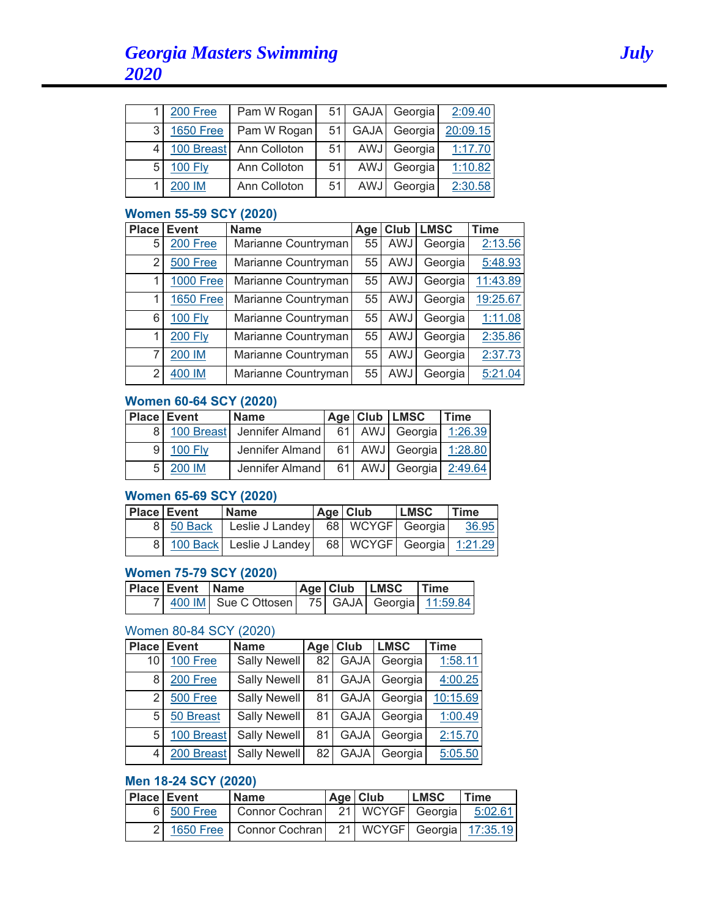| | | | | | | |
|---|---|---|---|---|---|---|
| 1 | 200 Free | Pam W Rogan | 51 | GAJA | Georgia | 2:09.40 |
| 3 | 1650 Free | Pam W Rogan | 51 | GAJA | Georgia | 20:09.15 |
| 4 | 100 Breast | Ann Colloton | 51 | AWJ | Georgia | 1:17.70 |
| 5 | 100 Fly | Ann Colloton | 51 | AWJ | Georgia | 1:10.82 |
| 1 | 200 IM | Ann Colloton | 51 | AWJ | Georgia | 2:30.58 |

### Women 55-59 SCY (2020)

| Place | Event | Name | Age | Club | LMSC | Time |
|---|---|---|---|---|---|---|
| 5 | 200 Free | Marianne Countryman | 55 | AWJ | Georgia | 2:13.56 |
| 2 | 500 Free | Marianne Countryman | 55 | AWJ | Georgia | 5:48.93 |
| 1 | 1000 Free | Marianne Countryman | 55 | AWJ | Georgia | 11:43.89 |
| 1 | 1650 Free | Marianne Countryman | 55 | AWJ | Georgia | 19:25.67 |
| 6 | 100 Fly | Marianne Countryman | 55 | AWJ | Georgia | 1:11.08 |
| 1 | 200 Fly | Marianne Countryman | 55 | AWJ | Georgia | 2:35.86 |
| 7 | 200 IM | Marianne Countryman | 55 | AWJ | Georgia | 2:37.73 |
| 2 | 400 IM | Marianne Countryman | 55 | AWJ | Georgia | 5:21.04 |

### Women 60-64 SCY (2020)

| Place | Event | Name | Age | Club | LMSC | Time |
|---|---|---|---|---|---|---|
| 8 | 100 Breast | Jennifer Almand | 61 | AWJ | Georgia | 1:26.39 |
| 9 | 100 Fly | Jennifer Almand | 61 | AWJ | Georgia | 1:28.80 |
| 5 | 200 IM | Jennifer Almand | 61 | AWJ | Georgia | 2:49.64 |

### Women 65-69 SCY (2020)

| Place | Event | Name | Age | Club | LMSC | Time |
|---|---|---|---|---|---|---|
| 8 | 50 Back | Leslie J Landey | 68 | WCYGF | Georgia | 36.95 |
| 8 | 100 Back | Leslie J Landey | 68 | WCYGF | Georgia | 1:21.29 |

### Women 75-79 SCY (2020)

| Place | Event | Name | Age | Club | LMSC | Time |
|---|---|---|---|---|---|---|
| 7 | 400 IM | Sue C Ottosen | 75 | GAJA | Georgia | 11:59.84 |

### Women 80-84 SCY (2020)

| Place | Event | Name | Age | Club | LMSC | Time |
|---|---|---|---|---|---|---|
| 10 | 100 Free | Sally Newell | 82 | GAJA | Georgia | 1:58.11 |
| 8 | 200 Free | Sally Newell | 81 | GAJA | Georgia | 4:00.25 |
| 2 | 500 Free | Sally Newell | 81 | GAJA | Georgia | 10:15.69 |
| 5 | 50 Breast | Sally Newell | 81 | GAJA | Georgia | 1:00.49 |
| 5 | 100 Breast | Sally Newell | 81 | GAJA | Georgia | 2:15.70 |
| 4 | 200 Breast | Sally Newell | 82 | GAJA | Georgia | 5:05.50 |

### Men 18-24 SCY (2020)

| Place | Event | Name | Age | Club | LMSC | Time |
|---|---|---|---|---|---|---|
| 6 | 500 Free | Connor Cochran | 21 | WCYGF | Georgia | 5:02.61 |
| 2 | 1650 Free | Connor Cochran | 21 | WCYGF | Georgia | 17:35.19 |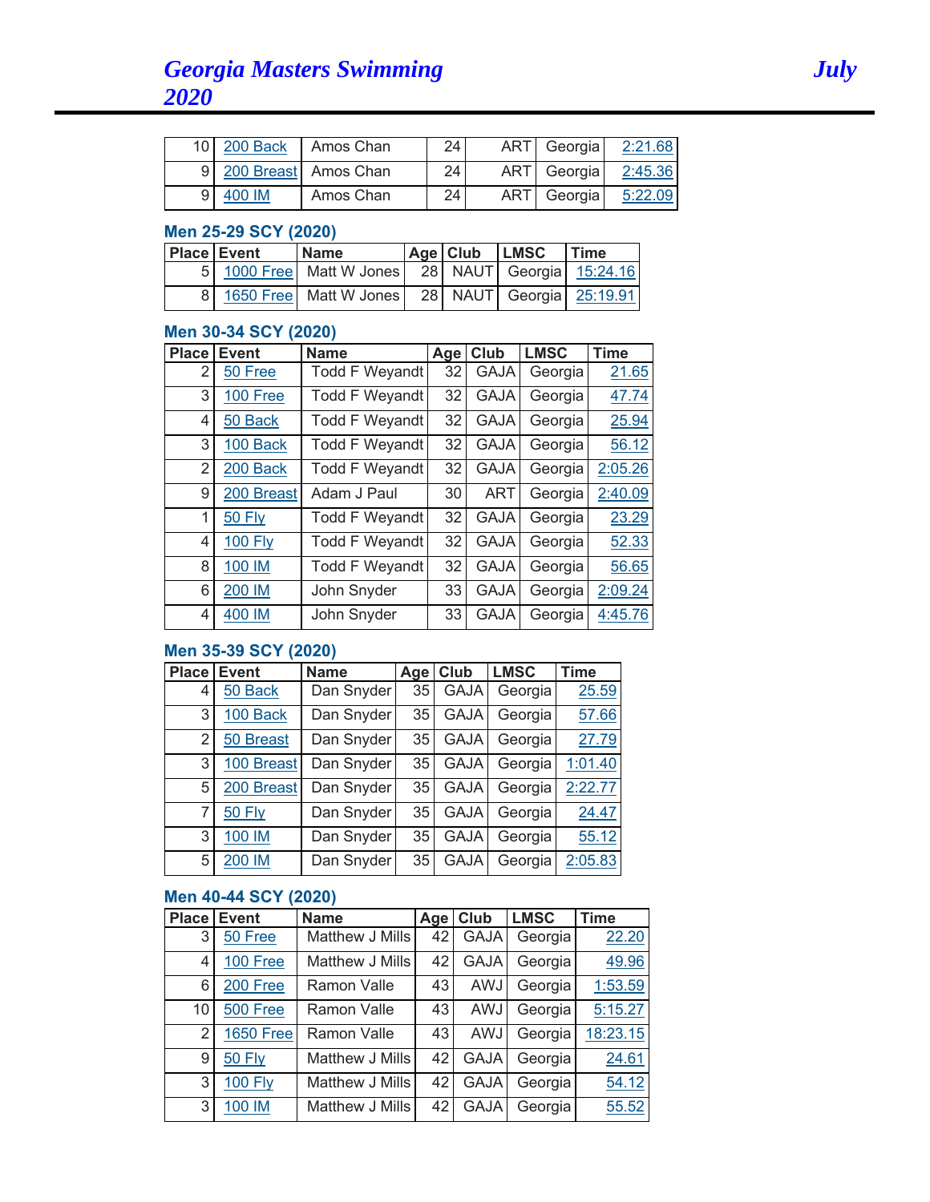| Place | Event | Name | Age | Club | LMSC | Time |
|---|---|---|---|---|---|---|
| 10 | 200 Back | Amos Chan | 24 | ART | Georgia | 2:21.68 |
| 9 | 200 Breast | Amos Chan | 24 | ART | Georgia | 2:45.36 |
| 9 | 400 IM | Amos Chan | 24 | ART | Georgia | 5:22.09 |

### Men 25-29 SCY (2020)

| Place | Event | Name | Age | Club | LMSC | Time |
|---|---|---|---|---|---|---|
| 5 | 1000 Free | Matt W Jones | 28 | NAUT | Georgia | 15:24.16 |
| 8 | 1650 Free | Matt W Jones | 28 | NAUT | Georgia | 25:19.91 |

### Men 30-34 SCY (2020)

| Place | Event | Name | Age | Club | LMSC | Time |
|---|---|---|---|---|---|---|
| 2 | 50 Free | Todd F Weyandt | 32 | GAJA | Georgia | 21.65 |
| 3 | 100 Free | Todd F Weyandt | 32 | GAJA | Georgia | 47.74 |
| 4 | 50 Back | Todd F Weyandt | 32 | GAJA | Georgia | 25.94 |
| 3 | 100 Back | Todd F Weyandt | 32 | GAJA | Georgia | 56.12 |
| 2 | 200 Back | Todd F Weyandt | 32 | GAJA | Georgia | 2:05.26 |
| 9 | 200 Breast | Adam J Paul | 30 | ART | Georgia | 2:40.09 |
| 1 | 50 Fly | Todd F Weyandt | 32 | GAJA | Georgia | 23.29 |
| 4 | 100 Fly | Todd F Weyandt | 32 | GAJA | Georgia | 52.33 |
| 8 | 100 IM | Todd F Weyandt | 32 | GAJA | Georgia | 56.65 |
| 6 | 200 IM | John Snyder | 33 | GAJA | Georgia | 2:09.24 |
| 4 | 400 IM | John Snyder | 33 | GAJA | Georgia | 4:45.76 |

### Men 35-39 SCY (2020)

| Place | Event | Name | Age | Club | LMSC | Time |
|---|---|---|---|---|---|---|
| 4 | 50 Back | Dan Snyder | 35 | GAJA | Georgia | 25.59 |
| 3 | 100 Back | Dan Snyder | 35 | GAJA | Georgia | 57.66 |
| 2 | 50 Breast | Dan Snyder | 35 | GAJA | Georgia | 27.79 |
| 3 | 100 Breast | Dan Snyder | 35 | GAJA | Georgia | 1:01.40 |
| 5 | 200 Breast | Dan Snyder | 35 | GAJA | Georgia | 2:22.77 |
| 7 | 50 Fly | Dan Snyder | 35 | GAJA | Georgia | 24.47 |
| 3 | 100 IM | Dan Snyder | 35 | GAJA | Georgia | 55.12 |
| 5 | 200 IM | Dan Snyder | 35 | GAJA | Georgia | 2:05.83 |

### Men 40-44 SCY (2020)

| Place | Event | Name | Age | Club | LMSC | Time |
|---|---|---|---|---|---|---|
| 3 | 50 Free | Matthew J Mills | 42 | GAJA | Georgia | 22.20 |
| 4 | 100 Free | Matthew J Mills | 42 | GAJA | Georgia | 49.96 |
| 6 | 200 Free | Ramon Valle | 43 | AWJ | Georgia | 1:53.59 |
| 10 | 500 Free | Ramon Valle | 43 | AWJ | Georgia | 5:15.27 |
| 2 | 1650 Free | Ramon Valle | 43 | AWJ | Georgia | 18:23.15 |
| 9 | 50 Fly | Matthew J Mills | 42 | GAJA | Georgia | 24.61 |
| 3 | 100 Fly | Matthew J Mills | 42 | GAJA | Georgia | 54.12 |
| 3 | 100 IM | Matthew J Mills | 42 | GAJA | Georgia | 55.52 |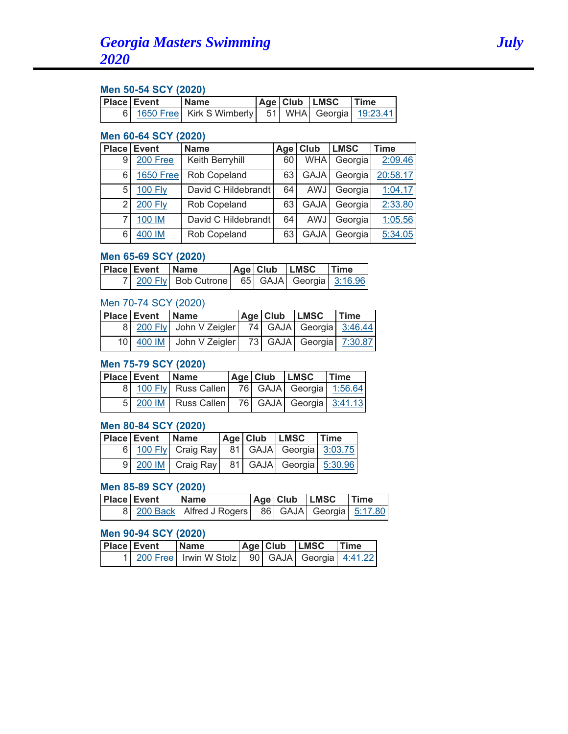## Men 50-54 SCY (2020)

| Place | Event | Name | Age | Club | LMSC | Time |
|---|---|---|---|---|---|---|
| 6 | 1650 Free | Kirk S Wimberly | 51 | WHA | Georgia | 19:23.41 |

## Men 60-64 SCY (2020)

| Place | Event | Name | Age | Club | LMSC | Time |
|---|---|---|---|---|---|---|
| 9 | 200 Free | Keith Berryhill | 60 | WHA | Georgia | 2:09.46 |
| 6 | 1650 Free | Rob Copeland | 63 | GAJA | Georgia | 20:58.17 |
| 5 | 100 Fly | David C Hildebrandt | 64 | AWJ | Georgia | 1:04.17 |
| 2 | 200 Fly | Rob Copeland | 63 | GAJA | Georgia | 2:33.80 |
| 7 | 100 IM | David C Hildebrandt | 64 | AWJ | Georgia | 1:05.56 |
| 6 | 400 IM | Rob Copeland | 63 | GAJA | Georgia | 5:34.05 |

## Men 65-69 SCY (2020)

| Place | Event | Name | Age | Club | LMSC | Time |
|---|---|---|---|---|---|---|
| 7 | 200 Fly | Bob Cutrone | 65 | GAJA | Georgia | 3:16.96 |

## Men 70-74 SCY (2020)

| Place | Event | Name | Age | Club | LMSC | Time |
|---|---|---|---|---|---|---|
| 8 | 200 Fly | John V Zeigler | 74 | GAJA | Georgia | 3:46.44 |
| 10 | 400 IM | John V Zeigler | 73 | GAJA | Georgia | 7:30.87 |

## Men 75-79 SCY (2020)

| Place | Event | Name | Age | Club | LMSC | Time |
|---|---|---|---|---|---|---|
| 8 | 100 Fly | Russ Callen | 76 | GAJA | Georgia | 1:56.64 |
| 5 | 200 IM | Russ Callen | 76 | GAJA | Georgia | 3:41.13 |

## Men 80-84 SCY (2020)

| Place | Event | Name | Age | Club | LMSC | Time |
|---|---|---|---|---|---|---|
| 6 | 100 Fly | Craig Ray | 81 | GAJA | Georgia | 3:03.75 |
| 9 | 200 IM | Craig Ray | 81 | GAJA | Georgia | 5:30.96 |

## Men 85-89 SCY (2020)

| Place | Event | Name | Age | Club | LMSC | Time |
|---|---|---|---|---|---|---|
| 8 | 200 Back | Alfred J Rogers | 86 | GAJA | Georgia | 5:17.80 |

## Men 90-94 SCY (2020)

| Place | Event | Name | Age | Club | LMSC | Time |
|---|---|---|---|---|---|---|
| 1 | 200 Free | Irwin W Stolz | 90 | GAJA | Georgia | 4:41.22 |